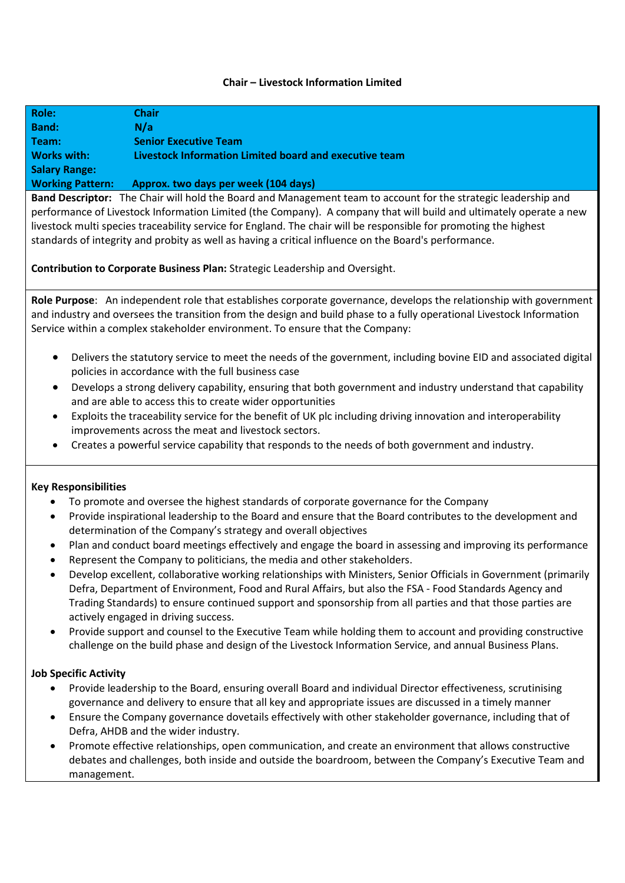**Chair – Livestock Information Limited**

| | |
|---|---|
| **Role:** | **Chair** |
| **Band:** | **N/a** |
| **Team:** | **Senior Executive Team** |
| **Works with:** | **Livestock Information Limited board and executive team** |
| **Salary Range:** | |
| **Working Pattern:** | **Approx. two days per week (104 days)** |

**Band Descriptor:** The Chair will hold the Board and Management team to account for the strategic leadership and performance of Livestock Information Limited (the Company). A company that will build and ultimately operate a new livestock multi species traceability service for England. The chair will be responsible for promoting the highest standards of integrity and probity as well as having a critical influence on the Board's performance.

**Contribution to Corporate Business Plan:** Strategic Leadership and Oversight.

**Role Purpose**: An independent role that establishes corporate governance, develops the relationship with government and industry and oversees the transition from the design and build phase to a fully operational Livestock Information Service within a complex stakeholder environment. To ensure that the Company:

- Delivers the statutory service to meet the needs of the government, including bovine EID and associated digital policies in accordance with the full business case
- Develops a strong delivery capability, ensuring that both government and industry understand that capability and are able to access this to create wider opportunities
- Exploits the traceability service for the benefit of UK plc including driving innovation and interoperability improvements across the meat and livestock sectors.
- Creates a powerful service capability that responds to the needs of both government and industry.

**Key Responsibilities**

- To promote and oversee the highest standards of corporate governance for the Company
- Provide inspirational leadership to the Board and ensure that the Board contributes to the development and determination of the Company's strategy and overall objectives
- Plan and conduct board meetings effectively and engage the board in assessing and improving its performance
- Represent the Company to politicians, the media and other stakeholders.
- Develop excellent, collaborative working relationships with Ministers, Senior Officials in Government (primarily Defra, Department of Environment, Food and Rural Affairs, but also the FSA - Food Standards Agency and Trading Standards) to ensure continued support and sponsorship from all parties and that those parties are actively engaged in driving success.
- Provide support and counsel to the Executive Team while holding them to account and providing constructive challenge on the build phase and design of the Livestock Information Service, and annual Business Plans.

**Job Specific Activity**

- Provide leadership to the Board, ensuring overall Board and individual Director effectiveness, scrutinising governance and delivery to ensure that all key and appropriate issues are discussed in a timely manner
- Ensure the Company governance dovetails effectively with other stakeholder governance, including that of Defra, AHDB and the wider industry.
- Promote effective relationships, open communication, and create an environment that allows constructive debates and challenges, both inside and outside the boardroom, between the Company's Executive Team and management.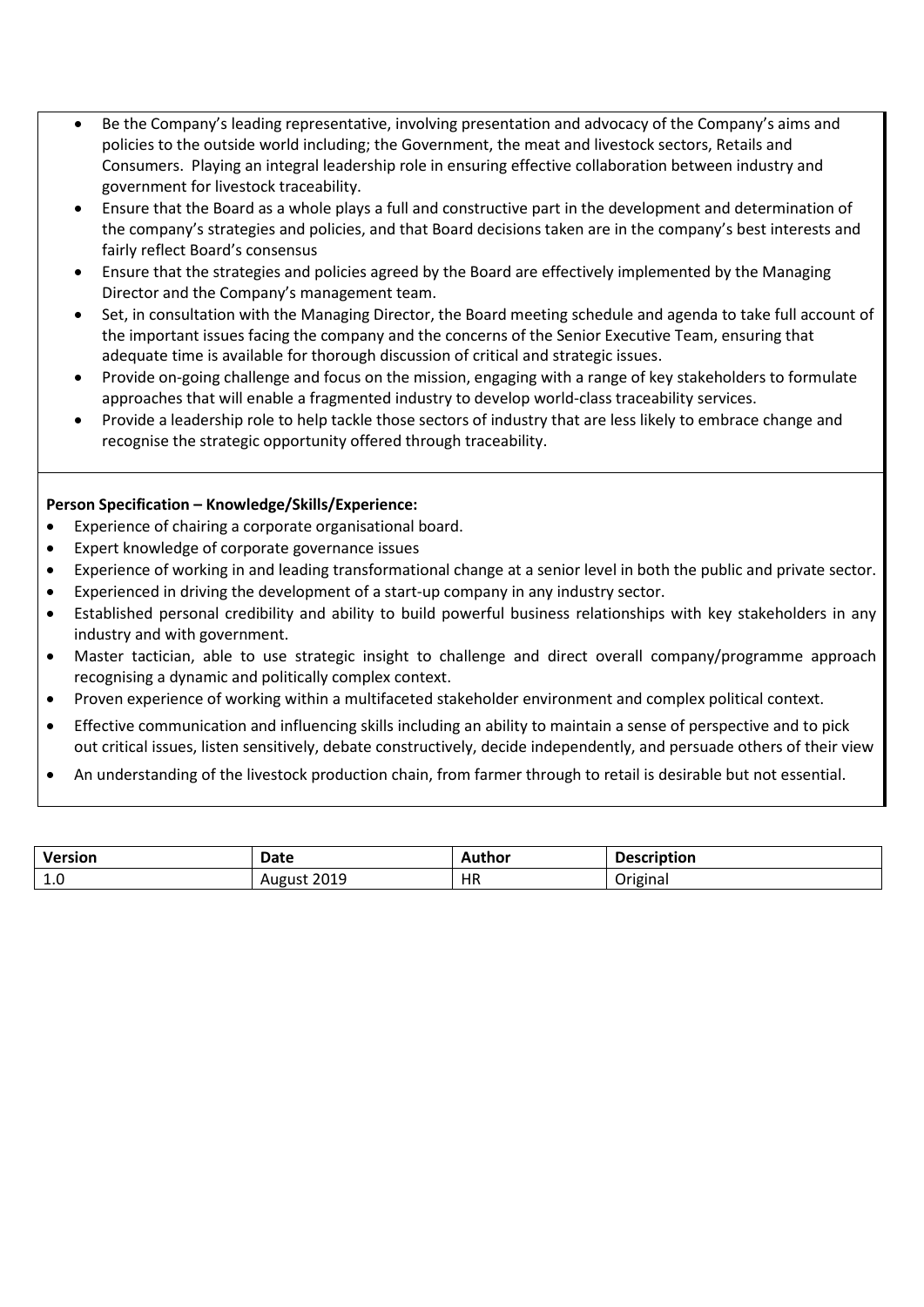- Be the Company's leading representative, involving presentation and advocacy of the Company's aims and policies to the outside world including; the Government, the meat and livestock sectors, Retails and Consumers. Playing an integral leadership role in ensuring effective collaboration between industry and government for livestock traceability.
- Ensure that the Board as a whole plays a full and constructive part in the development and determination of the company's strategies and policies, and that Board decisions taken are in the company's best interests and fairly reflect Board's consensus
- Ensure that the strategies and policies agreed by the Board are effectively implemented by the Managing Director and the Company's management team.
- Set, in consultation with the Managing Director, the Board meeting schedule and agenda to take full account of the important issues facing the company and the concerns of the Senior Executive Team, ensuring that adequate time is available for thorough discussion of critical and strategic issues.
- Provide on-going challenge and focus on the mission, engaging with a range of key stakeholders to formulate approaches that will enable a fragmented industry to develop world-class traceability services.
- Provide a leadership role to help tackle those sectors of industry that are less likely to embrace change and recognise the strategic opportunity offered through traceability.

**Person Specification – Knowledge/Skills/Experience:**

- Experience of chairing a corporate organisational board.
- Expert knowledge of corporate governance issues
- Experience of working in and leading transformational change at a senior level in both the public and private sector.
- Experienced in driving the development of a start-up company in any industry sector.
- Established personal credibility and ability to build powerful business relationships with key stakeholders in any industry and with government.
- Master tactician, able to use strategic insight to challenge and direct overall company/programme approach recognising a dynamic and politically complex context.
- Proven experience of working within a multifaceted stakeholder environment and complex political context.
- Effective communication and influencing skills including an ability to maintain a sense of perspective and to pick out critical issues, listen sensitively, debate constructively, decide independently, and persuade others of their view
- An understanding of the livestock production chain, from farmer through to retail is desirable but not essential.

| Version | Date | Author | Description |
|---|---|---|---|
| 1.0 | August 2019 | HR | Original |